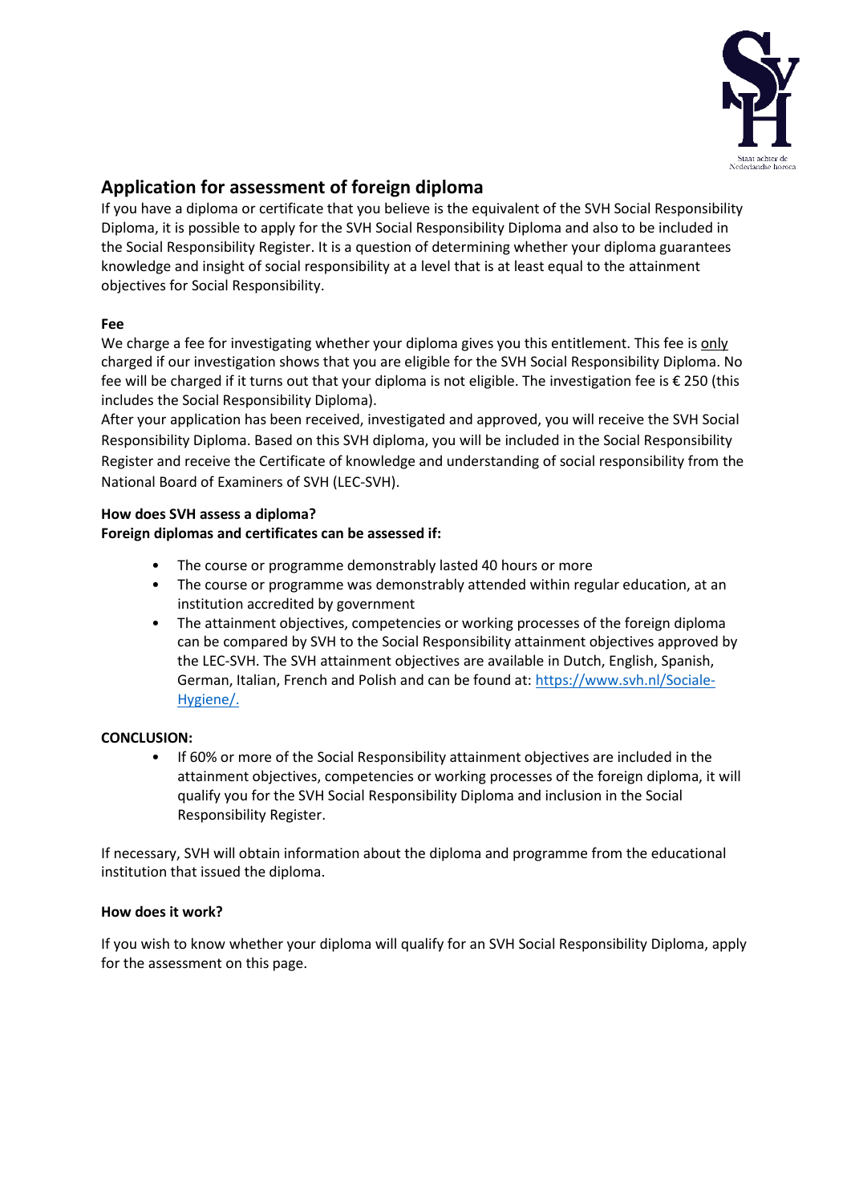## Application for assessment of foreign diploma

If you have a diploma or certificate that you believe is the equivalent of the SVH Social Responsibility Diploma, it is possible to apply for the SVH Social Responsibility Diploma and also to be included in the Social Responsibility Register. It is a question of determining whether your diploma guarantees knowledge and insight of social responsibility at a level that is at least equal to the attainment objectives for Social Responsibility.

**Fee**

We charge a fee for investigating whether your diploma gives you this entitlement. This fee is only charged if our investigation shows that you are eligible for the SVH Social Responsibility Diploma. No fee will be charged if it turns out that your diploma is not eligible. The investigation fee is € 250 (this includes the Social Responsibility Diploma).

After your application has been received, investigated and approved, you will receive the SVH Social Responsibility Diploma. Based on this SVH diploma, you will be included in the Social Responsibility Register and receive the Certificate of knowledge and understanding of social responsibility from the National Board of Examiners of SVH (LEC-SVH).

**How does SVH assess a diploma?**
**Foreign diplomas and certificates can be assessed if:**

- The course or programme demonstrably lasted 40 hours or more
- The course or programme was demonstrably attended within regular education, at an institution accredited by government
- The attainment objectives, competencies or working processes of the foreign diploma can be compared by SVH to the Social Responsibility attainment objectives approved by the LEC-SVH. The SVH attainment objectives are available in Dutch, English, Spanish, German, Italian, French and Polish and can be found at: https://www.svh.nl/Sociale-Hygiene/.

**CONCLUSION:**

- If 60% or more of the Social Responsibility attainment objectives are included in the attainment objectives, competencies or working processes of the foreign diploma, it will qualify you for the SVH Social Responsibility Diploma and inclusion in the Social Responsibility Register.

If necessary, SVH will obtain information about the diploma and programme from the educational institution that issued the diploma.

**How does it work?**

If you wish to know whether your diploma will qualify for an SVH Social Responsibility Diploma, apply for the assessment on this page.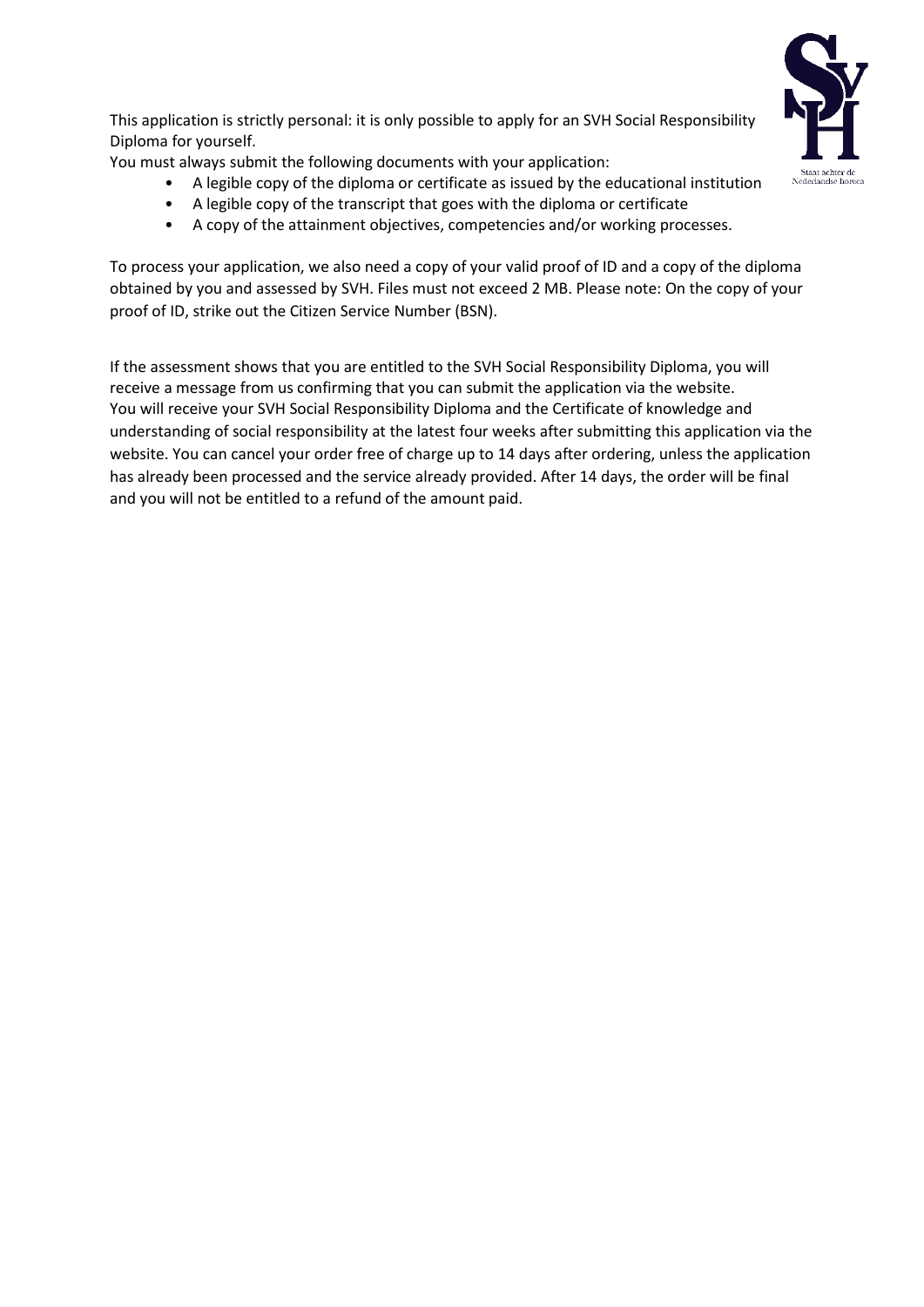This application is strictly personal: it is only possible to apply for an SVH Social Responsibility Diploma for yourself.
You must always submit the following documents with your application:

- A legible copy of the diploma or certificate as issued by the educational institution
- A legible copy of the transcript that goes with the diploma or certificate
- A copy of the attainment objectives, competencies and/or working processes.

To process your application, we also need a copy of your valid proof of ID and a copy of the diploma obtained by you and assessed by SVH. Files must not exceed 2 MB. Please note: On the copy of your proof of ID, strike out the Citizen Service Number (BSN).

If the assessment shows that you are entitled to the SVH Social Responsibility Diploma, you will receive a message from us confirming that you can submit the application via the website.
You will receive your SVH Social Responsibility Diploma and the Certificate of knowledge and understanding of social responsibility at the latest four weeks after submitting this application via the website. You can cancel your order free of charge up to 14 days after ordering, unless the application has already been processed and the service already provided. After 14 days, the order will be final and you will not be entitled to a refund of the amount paid.